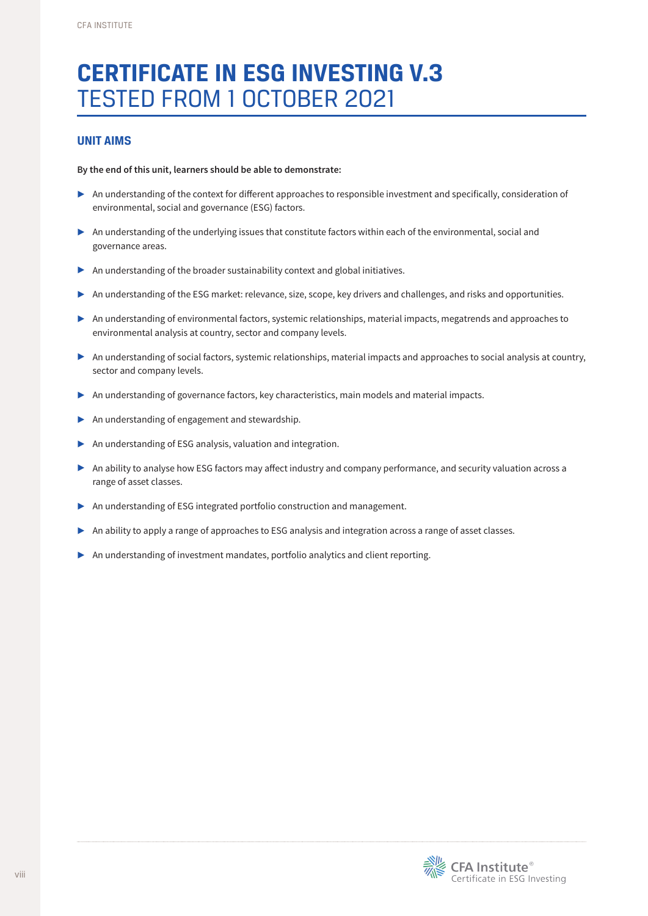# CERTIFICATE IN ESG INVESTING V.3
## TESTED FROM 1 OCTOBER 2021

### UNIT AIMS

**By the end of this unit, learners should be able to demonstrate:**

- An understanding of the context for different approaches to responsible investment and specifically, consideration of environmental, social and governance (ESG) factors.
- An understanding of the underlying issues that constitute factors within each of the environmental, social and governance areas.
- An understanding of the broader sustainability context and global initiatives.
- An understanding of the ESG market: relevance, size, scope, key drivers and challenges, and risks and opportunities.
- An understanding of environmental factors, systemic relationships, material impacts, megatrends and approaches to environmental analysis at country, sector and company levels.
- An understanding of social factors, systemic relationships, material impacts and approaches to social analysis at country, sector and company levels.
- An understanding of governance factors, key characteristics, main models and material impacts.
- An understanding of engagement and stewardship.
- An understanding of ESG analysis, valuation and integration.
- An ability to analyse how ESG factors may affect industry and company performance, and security valuation across a range of asset classes.
- An understanding of ESG integrated portfolio construction and management.
- An ability to apply a range of approaches to ESG analysis and integration across a range of asset classes.
- An understanding of investment mandates, portfolio analytics and client reporting.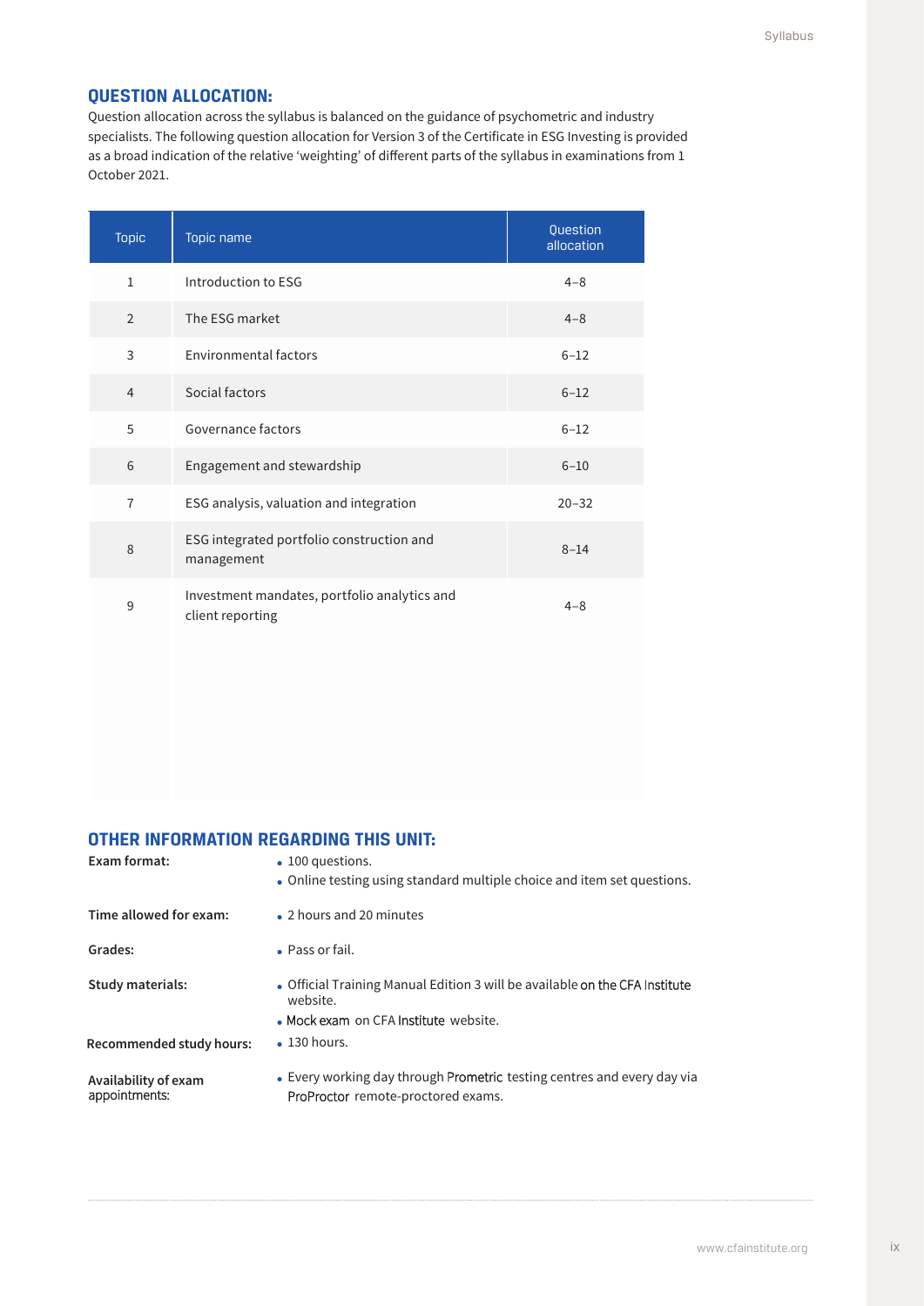## QUESTION ALLOCATION:

Question allocation across the syllabus is balanced on the guidance of psychometric and industry specialists. The following question allocation for Version 3 of the Certificate in ESG Investing is provided as a broad indication of the relative 'weighting' of different parts of the syllabus in examinations from 1 October 2021.

| Topic | Topic name | Question allocation |
|---|---|---|
| 1 | Introduction to ESG | 4–8 |
| 2 | The ESG market | 4–8 |
| 3 | Environmental factors | 6–12 |
| 4 | Social factors | 6–12 |
| 5 | Governance factors | 6–12 |
| 6 | Engagement and stewardship | 6–10 |
| 7 | ESG analysis, valuation and integration | 20–32 |
| 8 | ESG integrated portfolio construction and management | 8–14 |
| 9 | Investment mandates, portfolio analytics and client reporting | 4–8 |

## OTHER INFORMATION REGARDING THIS UNIT:

**Exam format:**
- 100 questions.
- Online testing using standard multiple choice and item set questions.

**Time allowed for exam:**
- 2 hours and 20 minutes

**Grades:**
- Pass or fail.

**Study materials:**
- Official Training Manual Edition 3 will be available on the CFA Institute website.
- Mock exam on CFA Institute website.

**Recommended study hours:**
- 130 hours.

**Availability of exam appointments:**
- Every working day through Prometric testing centres and every day via ProProctor remote-proctored exams.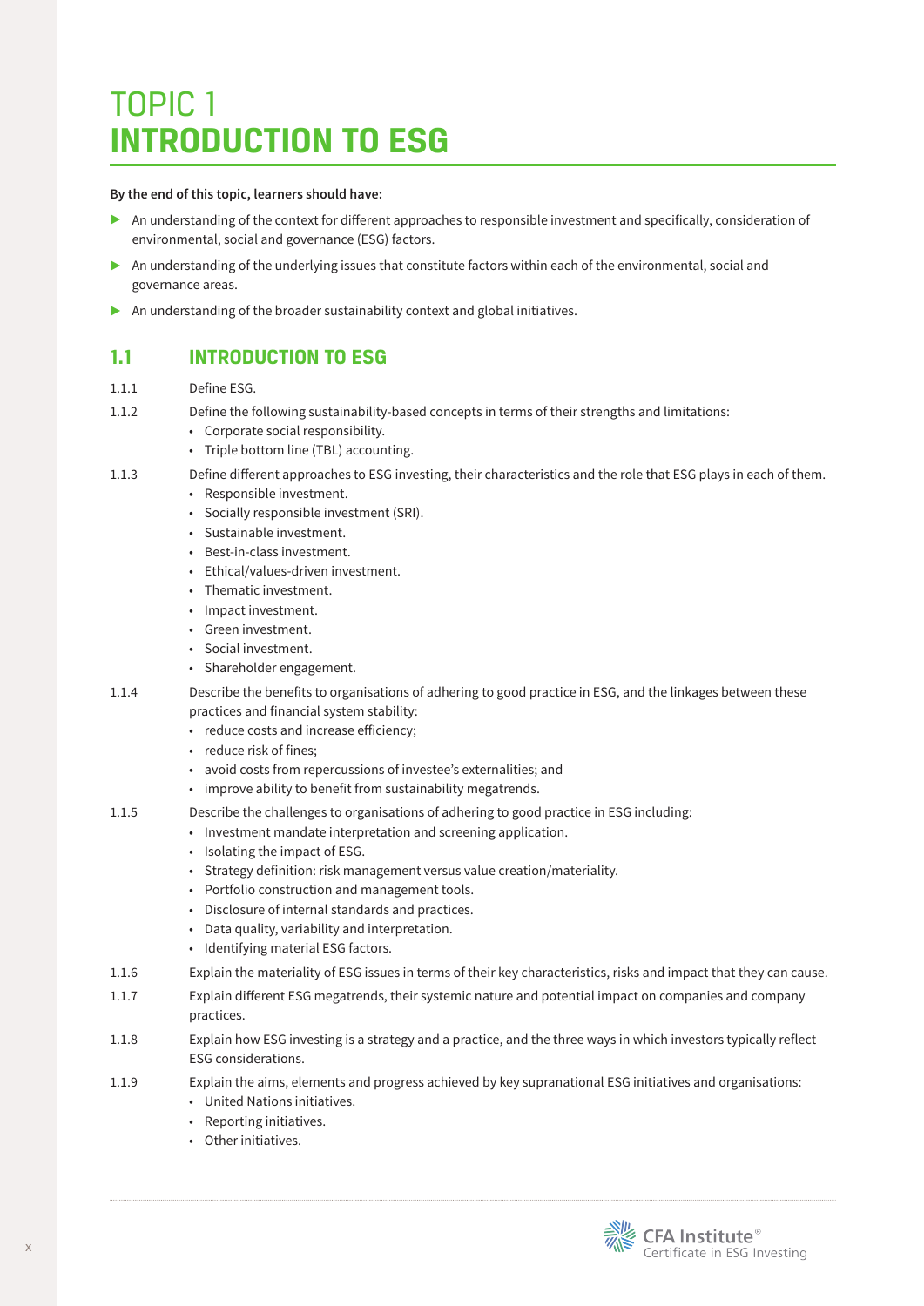# TOPIC 1
# INTRODUCTION TO ESG

**By the end of this topic, learners should have:**

- An understanding of the context for different approaches to responsible investment and specifically, consideration of environmental, social and governance (ESG) factors.
- An understanding of the underlying issues that constitute factors within each of the environmental, social and governance areas.
- An understanding of the broader sustainability context and global initiatives.

## 1.1 INTRODUCTION TO ESG

1.1.1 Define ESG.

1.1.2 Define the following sustainability-based concepts in terms of their strengths and limitations:
- Corporate social responsibility.
- Triple bottom line (TBL) accounting.

1.1.3 Define different approaches to ESG investing, their characteristics and the role that ESG plays in each of them.
- Responsible investment.
- Socially responsible investment (SRI).
- Sustainable investment.
- Best-in-class investment.
- Ethical/values-driven investment.
- Thematic investment.
- Impact investment.
- Green investment.
- Social investment.
- Shareholder engagement.

1.1.4 Describe the benefits to organisations of adhering to good practice in ESG, and the linkages between these practices and financial system stability:
- reduce costs and increase efficiency;
- reduce risk of fines;
- avoid costs from repercussions of investee's externalities; and
- improve ability to benefit from sustainability megatrends.

1.1.5 Describe the challenges to organisations of adhering to good practice in ESG including:
- Investment mandate interpretation and screening application.
- Isolating the impact of ESG.
- Strategy definition: risk management versus value creation/materiality.
- Portfolio construction and management tools.
- Disclosure of internal standards and practices.
- Data quality, variability and interpretation.
- Identifying material ESG factors.

1.1.6 Explain the materiality of ESG issues in terms of their key characteristics, risks and impact that they can cause.

1.1.7 Explain different ESG megatrends, their systemic nature and potential impact on companies and company practices.

1.1.8 Explain how ESG investing is a strategy and a practice, and the three ways in which investors typically reflect ESG considerations.

1.1.9 Explain the aims, elements and progress achieved by key supranational ESG initiatives and organisations:
- United Nations initiatives.
- Reporting initiatives.
- Other initiatives.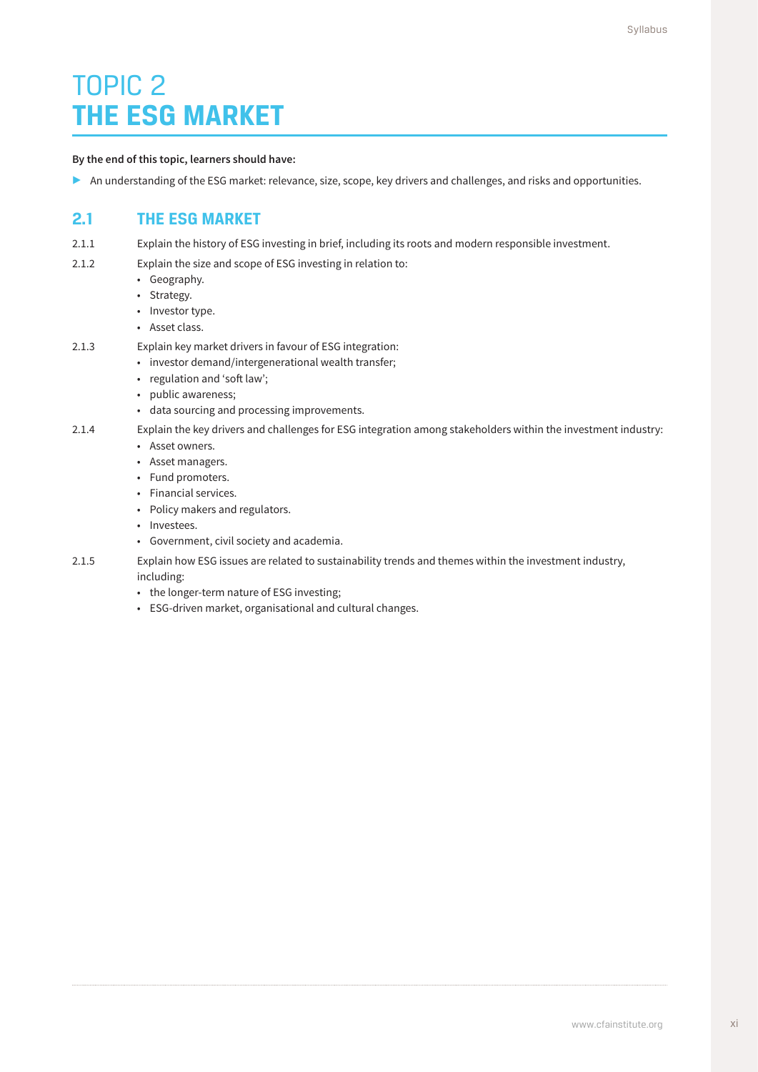# TOPIC 2
# THE ESG MARKET

**By the end of this topic, learners should have:**

- An understanding of the ESG market: relevance, size, scope, key drivers and challenges, and risks and opportunities.

## 2.1 THE ESG MARKET

2.1.1 Explain the history of ESG investing in brief, including its roots and modern responsible investment.

2.1.2 Explain the size and scope of ESG investing in relation to:
- Geography.
- Strategy.
- Investor type.
- Asset class.

2.1.3 Explain key market drivers in favour of ESG integration:
- investor demand/intergenerational wealth transfer;
- regulation and 'soft law';
- public awareness;
- data sourcing and processing improvements.

2.1.4 Explain the key drivers and challenges for ESG integration among stakeholders within the investment industry:
- Asset owners.
- Asset managers.
- Fund promoters.
- Financial services.
- Policy makers and regulators.
- Investees.
- Government, civil society and academia.

2.1.5 Explain how ESG issues are related to sustainability trends and themes within the investment industry, including:
- the longer-term nature of ESG investing;
- ESG-driven market, organisational and cultural changes.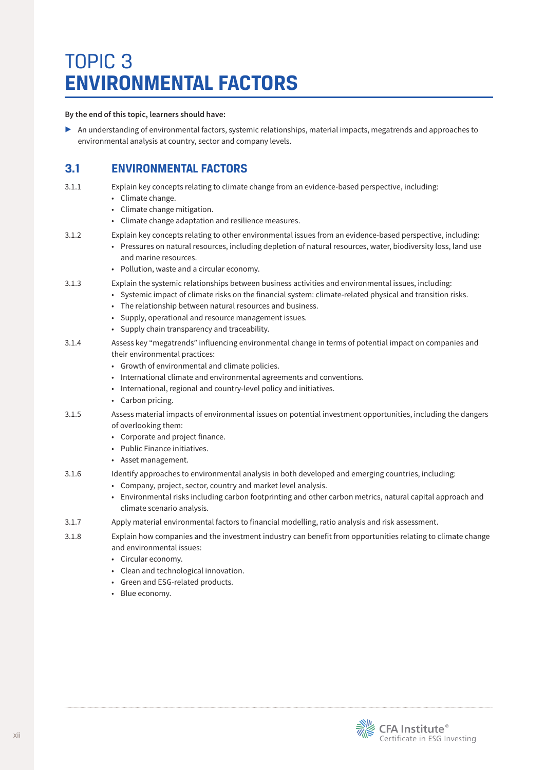# TOPIC 3
# ENVIRONMENTAL FACTORS

**By the end of this topic, learners should have:**

- An understanding of environmental factors, systemic relationships, material impacts, megatrends and approaches to environmental analysis at country, sector and company levels.

## 3.1 ENVIRONMENTAL FACTORS

3.1.1 Explain key concepts relating to climate change from an evidence-based perspective, including:
- Climate change.
- Climate change mitigation.
- Climate change adaptation and resilience measures.

3.1.2 Explain key concepts relating to other environmental issues from an evidence-based perspective, including:
- Pressures on natural resources, including depletion of natural resources, water, biodiversity loss, land use and marine resources.
- Pollution, waste and a circular economy.

3.1.3 Explain the systemic relationships between business activities and environmental issues, including:
- Systemic impact of climate risks on the financial system: climate-related physical and transition risks.
- The relationship between natural resources and business.
- Supply, operational and resource management issues.
- Supply chain transparency and traceability.

3.1.4 Assess key "megatrends" influencing environmental change in terms of potential impact on companies and their environmental practices:
- Growth of environmental and climate policies.
- International climate and environmental agreements and conventions.
- International, regional and country-level policy and initiatives.
- Carbon pricing.

3.1.5 Assess material impacts of environmental issues on potential investment opportunities, including the dangers of overlooking them:
- Corporate and project finance.
- Public Finance initiatives.
- Asset management.

3.1.6 Identify approaches to environmental analysis in both developed and emerging countries, including:
- Company, project, sector, country and market level analysis.
- Environmental risks including carbon footprinting and other carbon metrics, natural capital approach and climate scenario analysis.

3.1.7 Apply material environmental factors to financial modelling, ratio analysis and risk assessment.

3.1.8 Explain how companies and the investment industry can benefit from opportunities relating to climate change and environmental issues:
- Circular economy.
- Clean and technological innovation.
- Green and ESG-related products.
- Blue economy.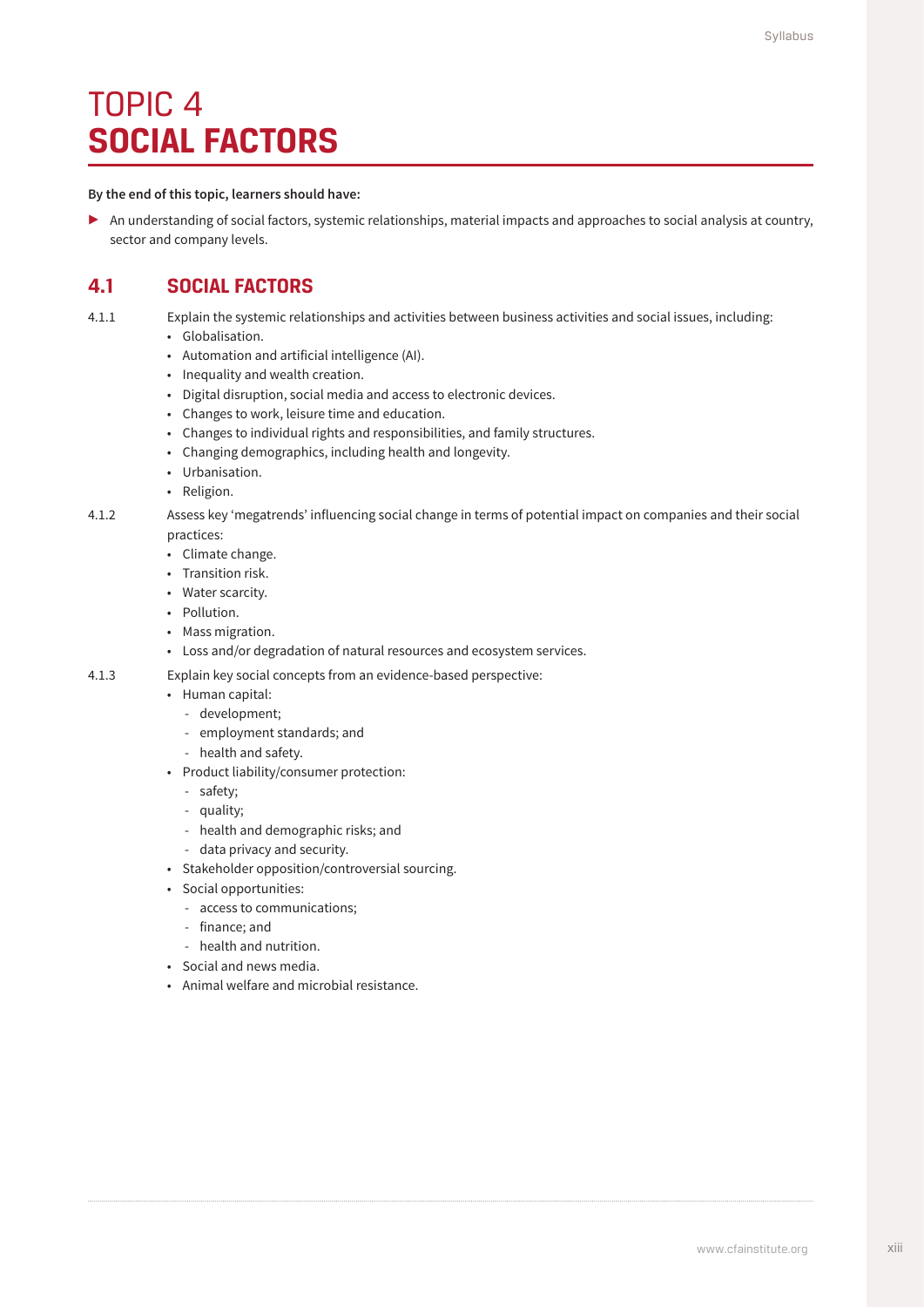# TOPIC 4
# SOCIAL FACTORS

**By the end of this topic, learners should have:**

- An understanding of social factors, systemic relationships, material impacts and approaches to social analysis at country, sector and company levels.

## 4.1 SOCIAL FACTORS

4.1.1 Explain the systemic relationships and activities between business activities and social issues, including:

- Globalisation.
- Automation and artificial intelligence (AI).
- Inequality and wealth creation.
- Digital disruption, social media and access to electronic devices.
- Changes to work, leisure time and education.
- Changes to individual rights and responsibilities, and family structures.
- Changing demographics, including health and longevity.
- Urbanisation.
- Religion.

4.1.2 Assess key 'megatrends' influencing social change in terms of potential impact on companies and their social practices:

- Climate change.
- Transition risk.
- Water scarcity.
- Pollution.
- Mass migration.
- Loss and/or degradation of natural resources and ecosystem services.

4.1.3 Explain key social concepts from an evidence-based perspective:

- Human capital:
  - development;
  - employment standards; and
  - health and safety.
- Product liability/consumer protection:
  - safety;
  - quality;
  - health and demographic risks; and
  - data privacy and security.
- Stakeholder opposition/controversial sourcing.
- Social opportunities:
  - access to communications;
  - finance; and
  - health and nutrition.
- Social and news media.
- Animal welfare and microbial resistance.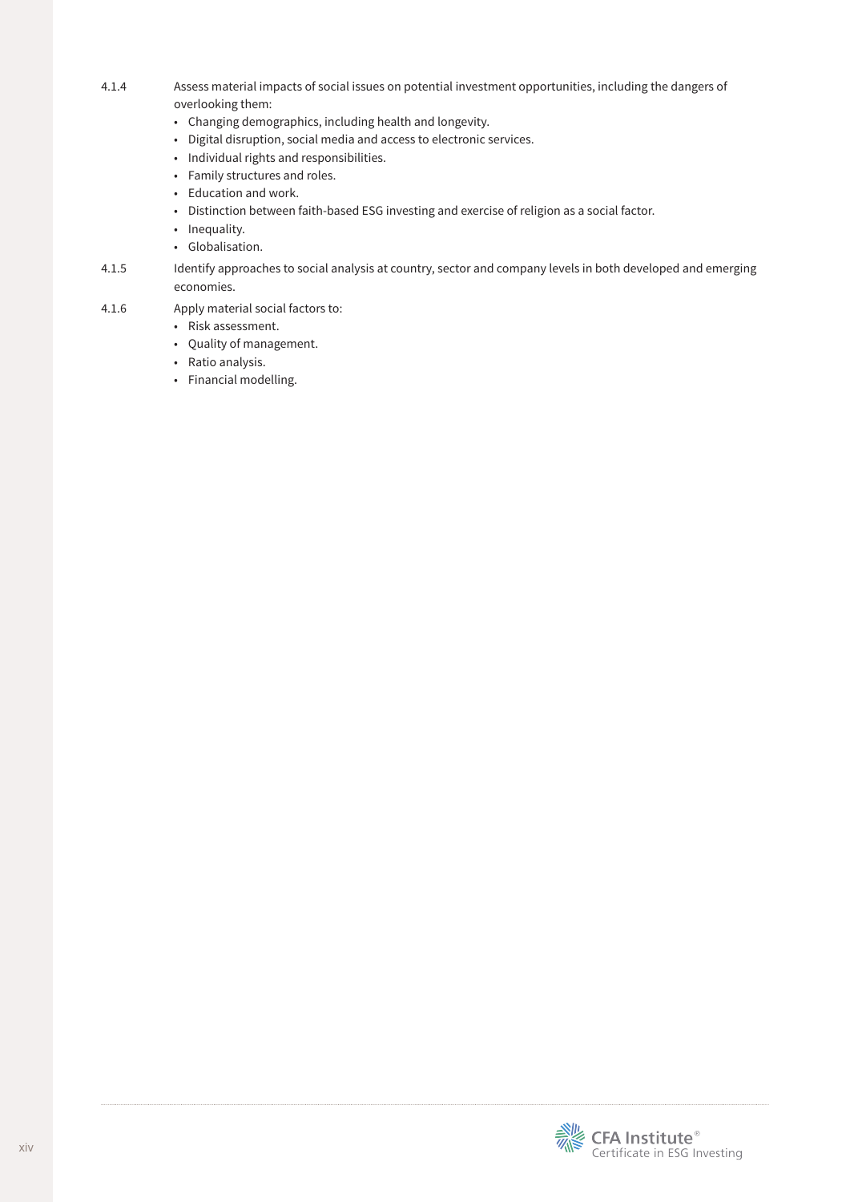4.1.4 Assess material impacts of social issues on potential investment opportunities, including the dangers of overlooking them:

- Changing demographics, including health and longevity.
- Digital disruption, social media and access to electronic services.
- Individual rights and responsibilities.
- Family structures and roles.
- Education and work.
- Distinction between faith-based ESG investing and exercise of religion as a social factor.
- Inequality.
- Globalisation.

4.1.5 Identify approaches to social analysis at country, sector and company levels in both developed and emerging economies.

4.1.6 Apply material social factors to:

- Risk assessment.
- Quality of management.
- Ratio analysis.
- Financial modelling.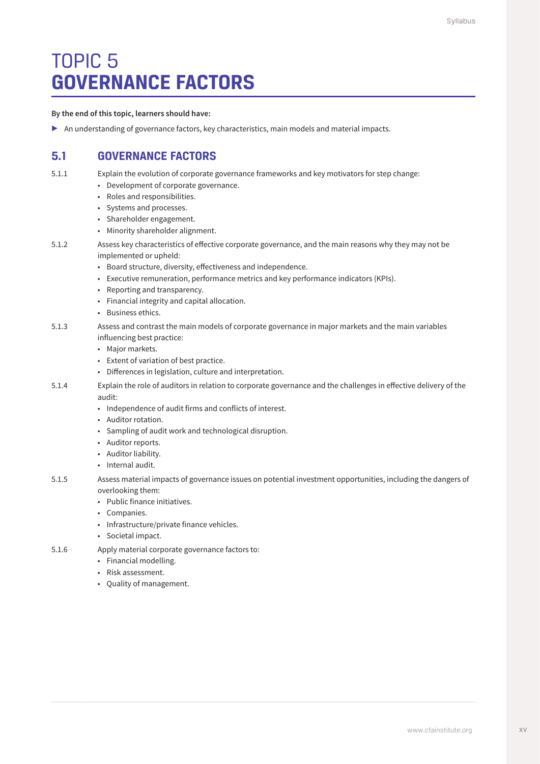# TOPIC 5
# GOVERNANCE FACTORS

**By the end of this topic, learners should have:**

- An understanding of governance factors, key characteristics, main models and material impacts.

## 5.1 GOVERNANCE FACTORS

5.1.1 Explain the evolution of corporate governance frameworks and key motivators for step change:

- Development of corporate governance.
- Roles and responsibilities.
- Systems and processes.
- Shareholder engagement.
- Minority shareholder alignment.

5.1.2 Assess key characteristics of effective corporate governance, and the main reasons why they may not be implemented or upheld:

- Board structure, diversity, effectiveness and independence.
- Executive remuneration, performance metrics and key performance indicators (KPIs).
- Reporting and transparency.
- Financial integrity and capital allocation.
- Business ethics.

5.1.3 Assess and contrast the main models of corporate governance in major markets and the main variables influencing best practice:

- Major markets.
- Extent of variation of best practice.
- Differences in legislation, culture and interpretation.

5.1.4 Explain the role of auditors in relation to corporate governance and the challenges in effective delivery of the audit:

- Independence of audit firms and conflicts of interest.
- Auditor rotation.
- Sampling of audit work and technological disruption.
- Auditor reports.
- Auditor liability.
- Internal audit.

5.1.5 Assess material impacts of governance issues on potential investment opportunities, including the dangers of overlooking them:

- Public finance initiatives.
- Companies.
- Infrastructure/private finance vehicles.
- Societal impact.

5.1.6 Apply material corporate governance factors to:

- Financial modelling.
- Risk assessment.
- Quality of management.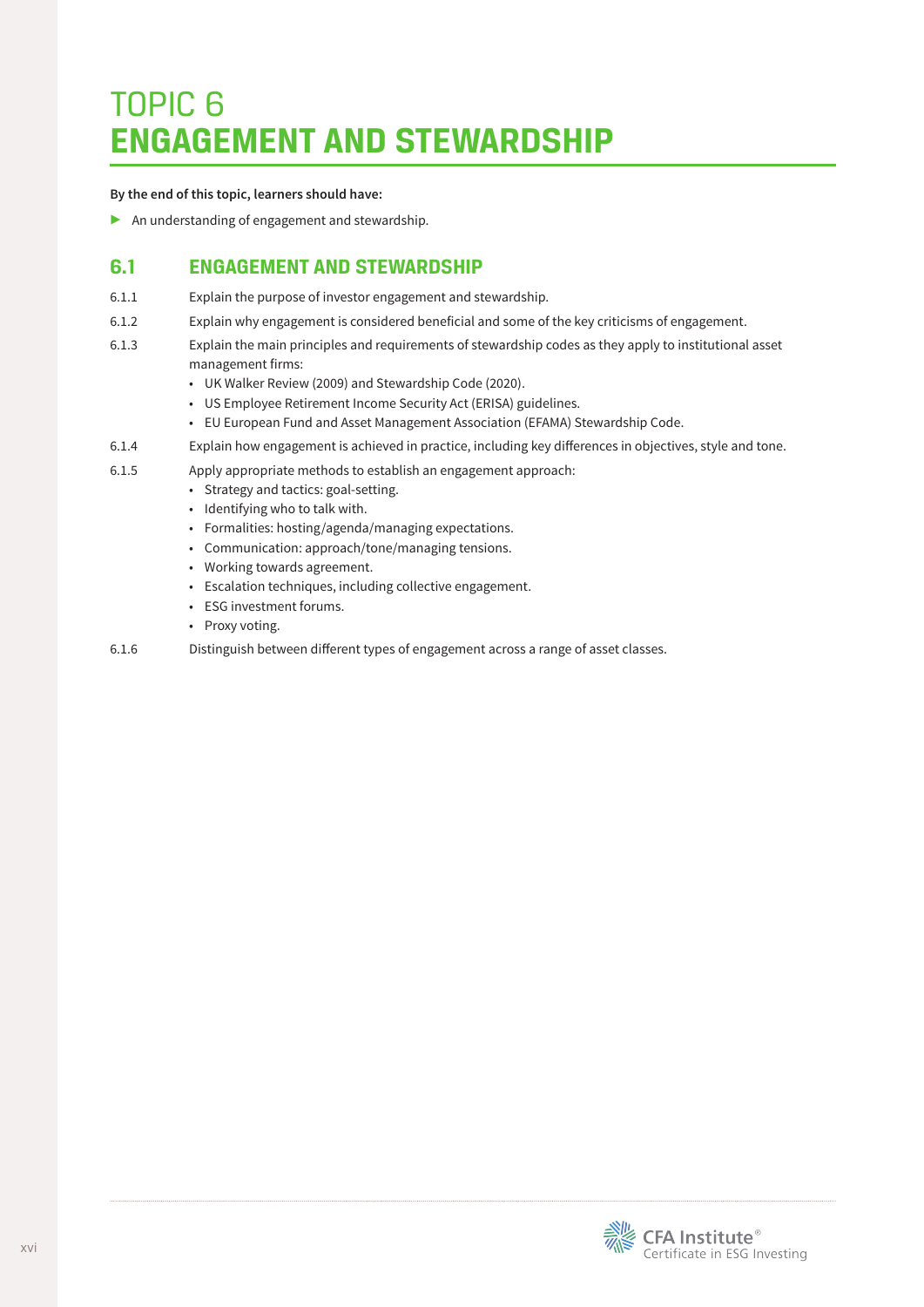# TOPIC 6
# ENGAGEMENT AND STEWARDSHIP

**By the end of this topic, learners should have:**

- An understanding of engagement and stewardship.

## 6.1 ENGAGEMENT AND STEWARDSHIP

6.1.1 Explain the purpose of investor engagement and stewardship.

6.1.2 Explain why engagement is considered beneficial and some of the key criticisms of engagement.

6.1.3 Explain the main principles and requirements of stewardship codes as they apply to institutional asset management firms:

- UK Walker Review (2009) and Stewardship Code (2020).
- US Employee Retirement Income Security Act (ERISA) guidelines.
- EU European Fund and Asset Management Association (EFAMA) Stewardship Code.

6.1.4 Explain how engagement is achieved in practice, including key differences in objectives, style and tone.

6.1.5 Apply appropriate methods to establish an engagement approach:

- Strategy and tactics: goal-setting.
- Identifying who to talk with.
- Formalities: hosting/agenda/managing expectations.
- Communication: approach/tone/managing tensions.
- Working towards agreement.
- Escalation techniques, including collective engagement.
- ESG investment forums.
- Proxy voting.

6.1.6 Distinguish between different types of engagement across a range of asset classes.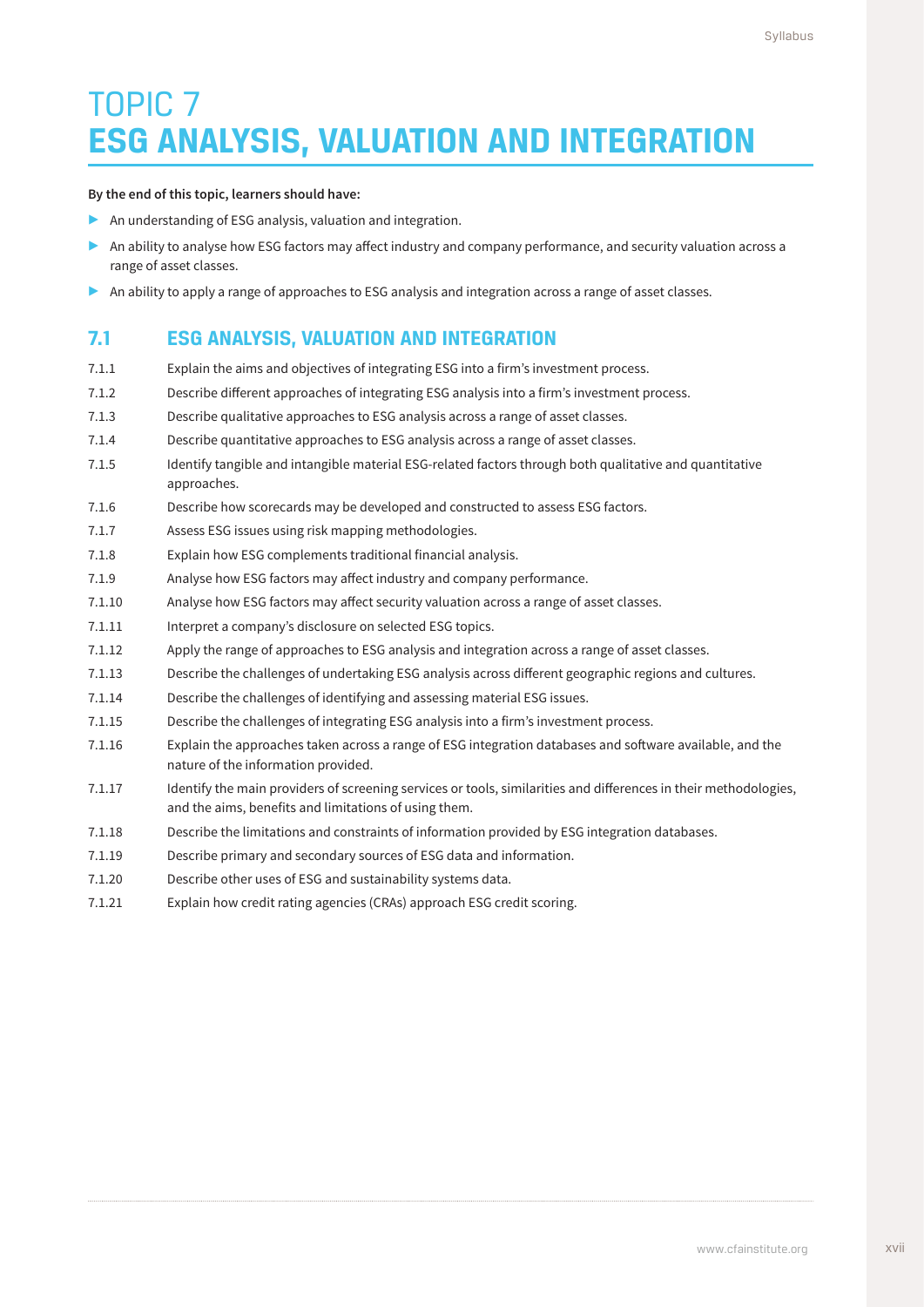# TOPIC 7
# ESG ANALYSIS, VALUATION AND INTEGRATION

**By the end of this topic, learners should have:**

- An understanding of ESG analysis, valuation and integration.
- An ability to analyse how ESG factors may affect industry and company performance, and security valuation across a range of asset classes.
- An ability to apply a range of approaches to ESG analysis and integration across a range of asset classes.

## 7.1 ESG ANALYSIS, VALUATION AND INTEGRATION

| | |
|---|---|
| 7.1.1 | Explain the aims and objectives of integrating ESG into a firm's investment process. |
| 7.1.2 | Describe different approaches of integrating ESG analysis into a firm's investment process. |
| 7.1.3 | Describe qualitative approaches to ESG analysis across a range of asset classes. |
| 7.1.4 | Describe quantitative approaches to ESG analysis across a range of asset classes. |
| 7.1.5 | Identify tangible and intangible material ESG-related factors through both qualitative and quantitative approaches. |
| 7.1.6 | Describe how scorecards may be developed and constructed to assess ESG factors. |
| 7.1.7 | Assess ESG issues using risk mapping methodologies. |
| 7.1.8 | Explain how ESG complements traditional financial analysis. |
| 7.1.9 | Analyse how ESG factors may affect industry and company performance. |
| 7.1.10 | Analyse how ESG factors may affect security valuation across a range of asset classes. |
| 7.1.11 | Interpret a company's disclosure on selected ESG topics. |
| 7.1.12 | Apply the range of approaches to ESG analysis and integration across a range of asset classes. |
| 7.1.13 | Describe the challenges of undertaking ESG analysis across different geographic regions and cultures. |
| 7.1.14 | Describe the challenges of identifying and assessing material ESG issues. |
| 7.1.15 | Describe the challenges of integrating ESG analysis into a firm's investment process. |
| 7.1.16 | Explain the approaches taken across a range of ESG integration databases and software available, and the nature of the information provided. |
| 7.1.17 | Identify the main providers of screening services or tools, similarities and differences in their methodologies, and the aims, benefits and limitations of using them. |
| 7.1.18 | Describe the limitations and constraints of information provided by ESG integration databases. |
| 7.1.19 | Describe primary and secondary sources of ESG data and information. |
| 7.1.20 | Describe other uses of ESG and sustainability systems data. |
| 7.1.21 | Explain how credit rating agencies (CRAs) approach ESG credit scoring. |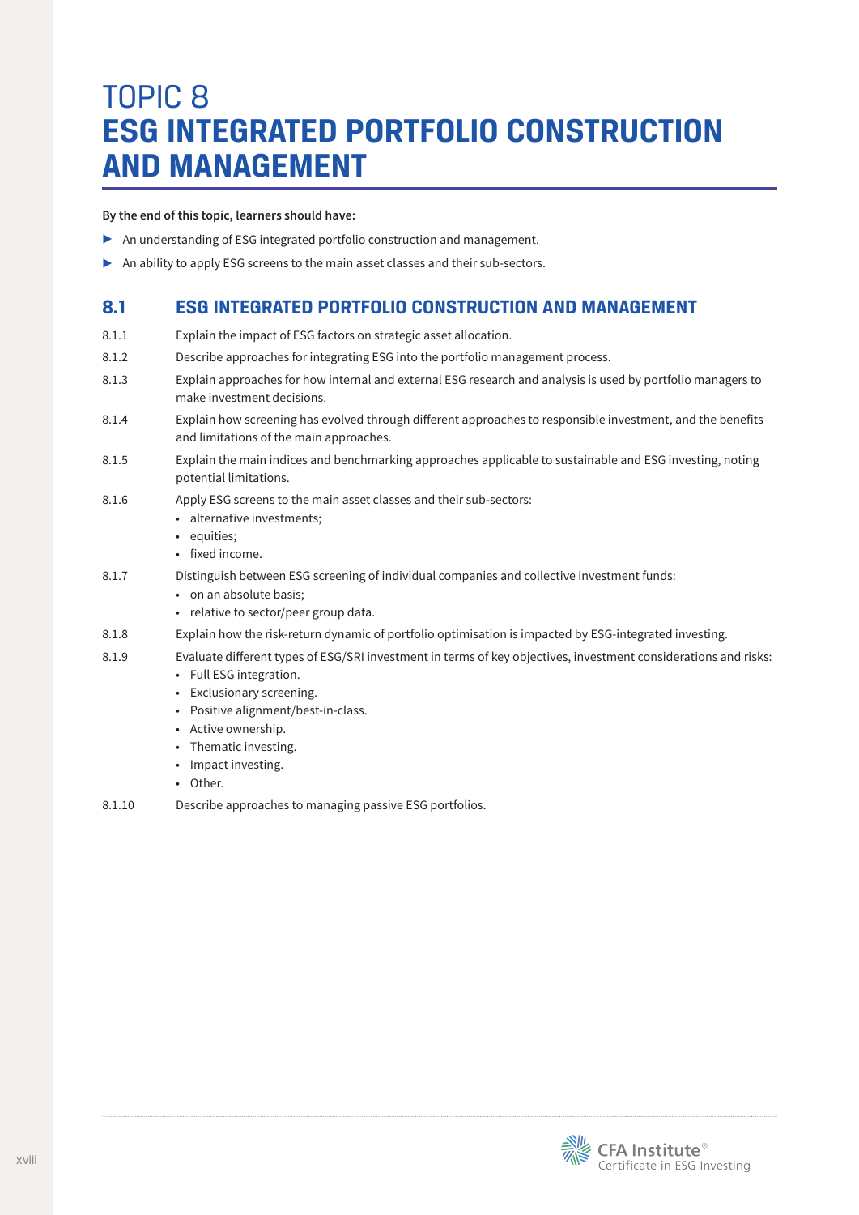# TOPIC 8
# ESG INTEGRATED PORTFOLIO CONSTRUCTION AND MANAGEMENT

**By the end of this topic, learners should have:**

- An understanding of ESG integrated portfolio construction and management.
- An ability to apply ESG screens to the main asset classes and their sub-sectors.

## 8.1 ESG INTEGRATED PORTFOLIO CONSTRUCTION AND MANAGEMENT

8.1.1 Explain the impact of ESG factors on strategic asset allocation.

8.1.2 Describe approaches for integrating ESG into the portfolio management process.

8.1.3 Explain approaches for how internal and external ESG research and analysis is used by portfolio managers to make investment decisions.

8.1.4 Explain how screening has evolved through different approaches to responsible investment, and the benefits and limitations of the main approaches.

8.1.5 Explain the main indices and benchmarking approaches applicable to sustainable and ESG investing, noting potential limitations.

8.1.6 Apply ESG screens to the main asset classes and their sub-sectors:
- alternative investments;
- equities;
- fixed income.

8.1.7 Distinguish between ESG screening of individual companies and collective investment funds:
- on an absolute basis;
- relative to sector/peer group data.

8.1.8 Explain how the risk-return dynamic of portfolio optimisation is impacted by ESG-integrated investing.

8.1.9 Evaluate different types of ESG/SRI investment in terms of key objectives, investment considerations and risks:
- Full ESG integration.
- Exclusionary screening.
- Positive alignment/best-in-class.
- Active ownership.
- Thematic investing.
- Impact investing.
- Other.

8.1.10 Describe approaches to managing passive ESG portfolios.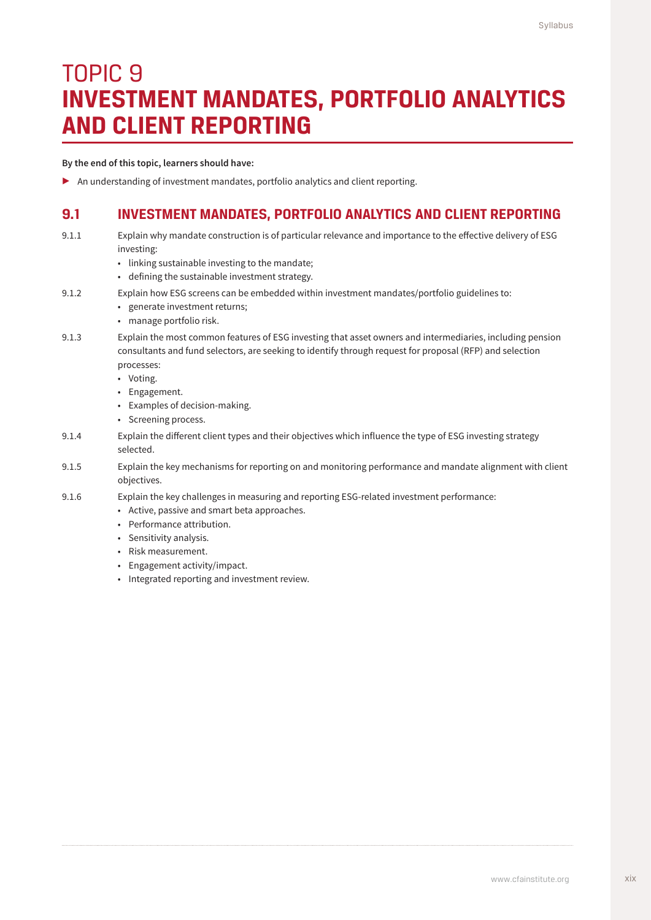# TOPIC 9 INVESTMENT MANDATES, PORTFOLIO ANALYTICS AND CLIENT REPORTING

**By the end of this topic, learners should have:**

- An understanding of investment mandates, portfolio analytics and client reporting.

## 9.1 INVESTMENT MANDATES, PORTFOLIO ANALYTICS AND CLIENT REPORTING

9.1.1 Explain why mandate construction is of particular relevance and importance to the effective delivery of ESG investing:
- linking sustainable investing to the mandate;
- defining the sustainable investment strategy.

9.1.2 Explain how ESG screens can be embedded within investment mandates/portfolio guidelines to:
- generate investment returns;
- manage portfolio risk.

9.1.3 Explain the most common features of ESG investing that asset owners and intermediaries, including pension consultants and fund selectors, are seeking to identify through request for proposal (RFP) and selection processes:
- Voting.
- Engagement.
- Examples of decision-making.
- Screening process.

9.1.4 Explain the different client types and their objectives which influence the type of ESG investing strategy selected.

9.1.5 Explain the key mechanisms for reporting on and monitoring performance and mandate alignment with client objectives.

9.1.6 Explain the key challenges in measuring and reporting ESG-related investment performance:
- Active, passive and smart beta approaches.
- Performance attribution.
- Sensitivity analysis.
- Risk measurement.
- Engagement activity/impact.
- Integrated reporting and investment review.